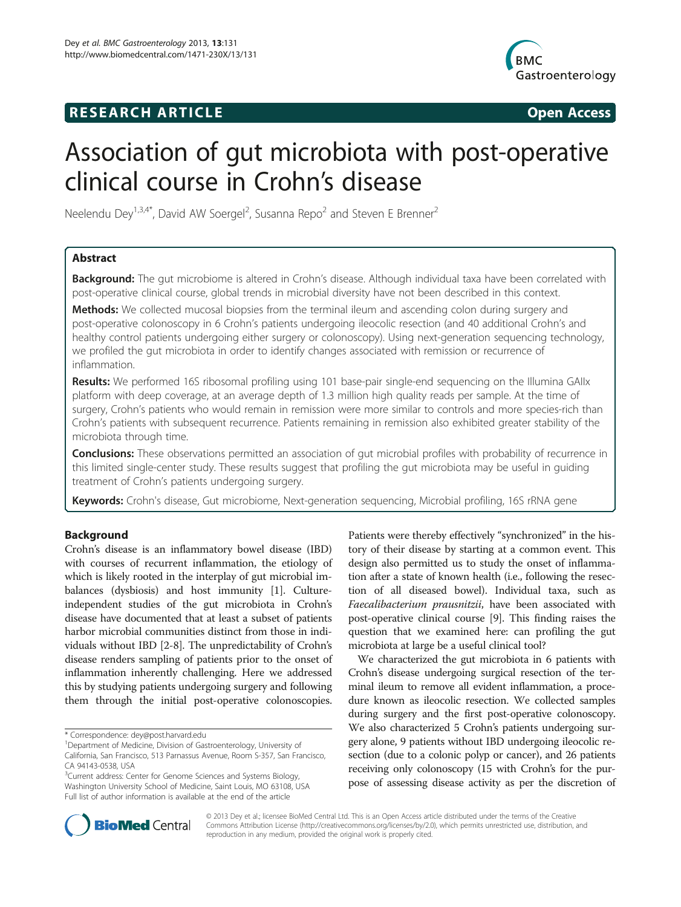RESEARCH ARTICLE

Open Access

# Association of gut microbiota with post-operative clinical course in Crohn's disease

Neelendu Dey[1,3,4*], David AW Soergel[2], Susanna Repo[2] and Steven E Brenner[2]

## Abstract

**Background:** The gut microbiome is altered in Crohn's disease. Although individual taxa have been correlated with post-operative clinical course, global trends in microbial diversity have not been described in this context.

**Methods:** We collected mucosal biopsies from the terminal ileum and ascending colon during surgery and post-operative colonoscopy in 6 Crohn's patients undergoing ileocolic resection (and 40 additional Crohn's and healthy control patients undergoing either surgery or colonoscopy). Using next-generation sequencing technology, we profiled the gut microbiota in order to identify changes associated with remission or recurrence of inflammation.

**Results:** We performed 16S ribosomal profiling using 101 base-pair single-end sequencing on the Illumina GAIIx platform with deep coverage, at an average depth of 1.3 million high quality reads per sample. At the time of surgery, Crohn's patients who would remain in remission were more similar to controls and more species-rich than Crohn's patients with subsequent recurrence. Patients remaining in remission also exhibited greater stability of the microbiota through time.

**Conclusions:** These observations permitted an association of gut microbial profiles with probability of recurrence in this limited single-center study. These results suggest that profiling the gut microbiota may be useful in guiding treatment of Crohn's patients undergoing surgery.

**Keywords:** Crohn's disease, Gut microbiome, Next-generation sequencing, Microbial profiling, 16S rRNA gene

## Background

Crohn's disease is an inflammatory bowel disease (IBD) with courses of recurrent inflammation, the etiology of which is likely rooted in the interplay of gut microbial imbalances (dysbiosis) and host immunity [1]. Culture-independent studies of the gut microbiota in Crohn's disease have documented that at least a subset of patients harbor microbial communities distinct from those in individuals without IBD [2-8]. The unpredictability of Crohn's disease renders sampling of patients prior to the onset of inflammation inherently challenging. Here we addressed this by studying patients undergoing surgery and following them through the initial post-operative colonoscopies. Patients were thereby effectively "synchronized" in the history of their disease by starting at a common event. This design also permitted us to study the onset of inflammation after a state of known health (i.e., following the resection of all diseased bowel). Individual taxa, such as *Faecalibacterium prausnitzii*, have been associated with post-operative clinical course [9]. This finding raises the question that we examined here: can profiling the gut microbiota at large be a useful clinical tool?

We characterized the gut microbiota in 6 patients with Crohn's disease undergoing surgical resection of the terminal ileum to remove all evident inflammation, a procedure known as ileocolic resection. We collected samples during surgery and the first post-operative colonoscopy. We also characterized 5 Crohn's patients undergoing surgery alone, 9 patients without IBD undergoing ileocolic resection (due to a colonic polyp or cancer), and 26 patients receiving only colonoscopy (15 with Crohn's for the purpose of assessing disease activity as per the discretion of

\* Correspondence: dey@post.harvard.edu
[1]Department of Medicine, Division of Gastroenterology, University of California, San Francisco, 513 Parnassus Avenue, Room S-357, San Francisco, CA 94143-0538, USA
[3]Current address: Center for Genome Sciences and Systems Biology, Washington University School of Medicine, Saint Louis, MO 63108, USA
Full list of author information is available at the end of the article

© 2013 Dey et al.; licensee BioMed Central Ltd. This is an Open Access article distributed under the terms of the Creative Commons Attribution License (http://creativecommons.org/licenses/by/2.0), which permits unrestricted use, distribution, and reproduction in any medium, provided the original work is properly cited.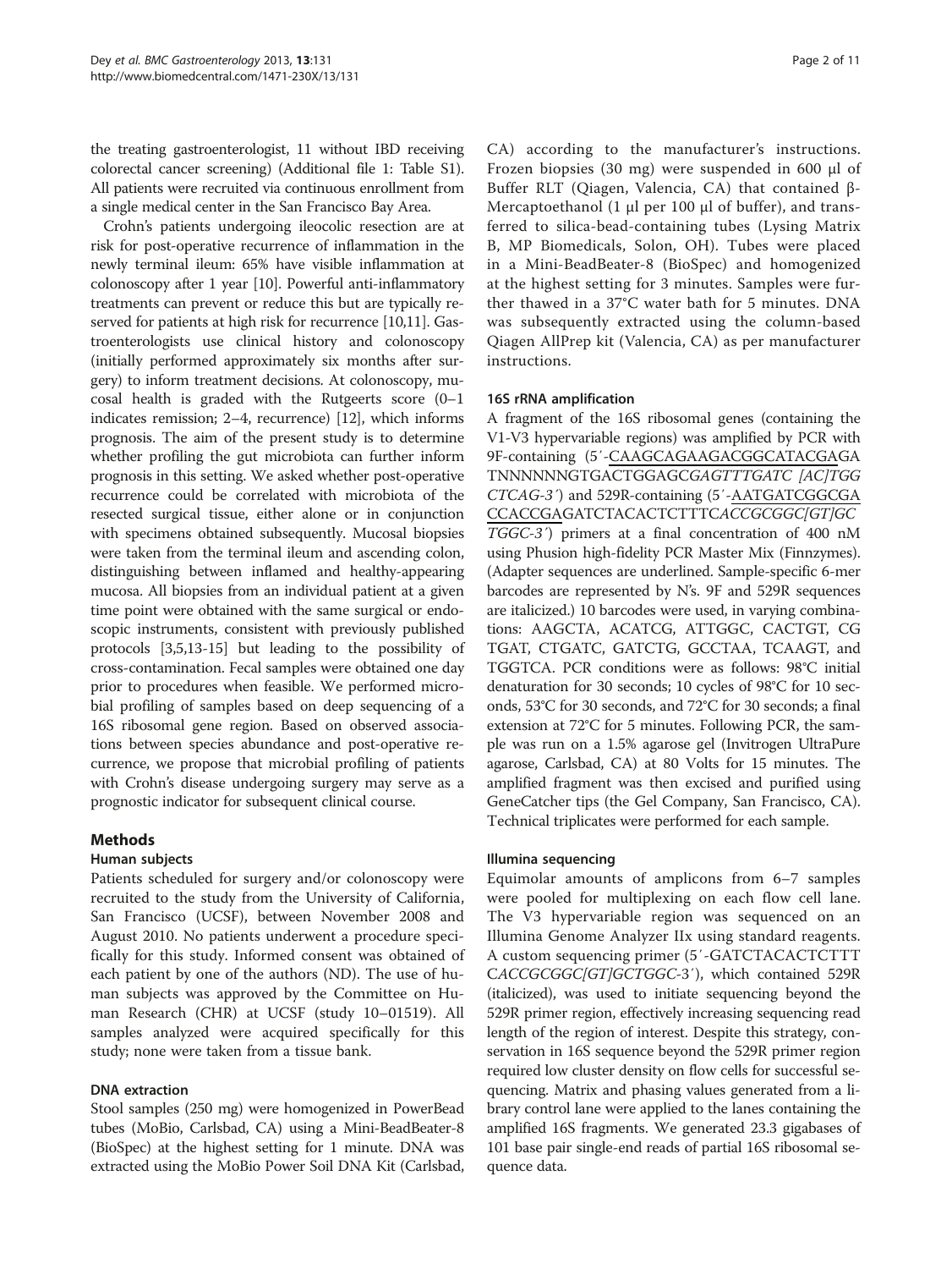the treating gastroenterologist, 11 without IBD receiving colorectal cancer screening) (Additional file 1: Table S1). All patients were recruited via continuous enrollment from a single medical center in the San Francisco Bay Area.

Crohn's patients undergoing ileocolic resection are at risk for post-operative recurrence of inflammation in the newly terminal ileum: 65% have visible inflammation at colonoscopy after 1 year [10]. Powerful anti-inflammatory treatments can prevent or reduce this but are typically reserved for patients at high risk for recurrence [10,11]. Gastroenterologists use clinical history and colonoscopy (initially performed approximately six months after surgery) to inform treatment decisions. At colonoscopy, mucosal health is graded with the Rutgeerts score (0–1 indicates remission; 2–4, recurrence) [12], which informs prognosis. The aim of the present study is to determine whether profiling the gut microbiota can further inform prognosis in this setting. We asked whether post-operative recurrence could be correlated with microbiota of the resected surgical tissue, either alone or in conjunction with specimens obtained subsequently. Mucosal biopsies were taken from the terminal ileum and ascending colon, distinguishing between inflamed and healthy-appearing mucosa. All biopsies from an individual patient at a given time point were obtained with the same surgical or endoscopic instruments, consistent with previously published protocols [3,5,13-15] but leading to the possibility of cross-contamination. Fecal samples were obtained one day prior to procedures when feasible. We performed microbial profiling of samples based on deep sequencing of a 16S ribosomal gene region. Based on observed associations between species abundance and post-operative recurrence, we propose that microbial profiling of patients with Crohn's disease undergoing surgery may serve as a prognostic indicator for subsequent clinical course.

## Methods

### Human subjects

Patients scheduled for surgery and/or colonoscopy were recruited to the study from the University of California, San Francisco (UCSF), between November 2008 and August 2010. No patients underwent a procedure specifically for this study. Informed consent was obtained of each patient by one of the authors (ND). The use of human subjects was approved by the Committee on Human Research (CHR) at UCSF (study 10–01519). All samples analyzed were acquired specifically for this study; none were taken from a tissue bank.

### DNA extraction

Stool samples (250 mg) were homogenized in PowerBead tubes (MoBio, Carlsbad, CA) using a Mini-BeadBeater-8 (BioSpec) at the highest setting for 1 minute. DNA was extracted using the MoBio Power Soil DNA Kit (Carlsbad, CA) according to the manufacturer's instructions. Frozen biopsies (30 mg) were suspended in 600 μl of Buffer RLT (Qiagen, Valencia, CA) that contained β-Mercaptoethanol (1 μl per 100 μl of buffer), and transferred to silica-bead-containing tubes (Lysing Matrix B, MP Biomedicals, Solon, OH). Tubes were placed in a Mini-BeadBeater-8 (BioSpec) and homogenized at the highest setting for 3 minutes. Samples were further thawed in a 37°C water bath for 5 minutes. DNA was subsequently extracted using the column-based Qiagen AllPrep kit (Valencia, CA) as per manufacturer instructions.

### 16S rRNA amplification

A fragment of the 16S ribosomal genes (containing the V1-V3 hypervariable regions) was amplified by PCR with 9F-containing (5′-CAAGCAGAAGACGGCATACGAGATNNNNNNGTGACTGGAGC*GAGTTTGATC [AC]TGGCTCAG*-3′) and 529R-containing (5′-AATGATCGGCGACCACCGAGATCTACACTCTTTC*ACCGCGGC[GT]GCTGGC*-3′) primers at a final concentration of 400 nM using Phusion high-fidelity PCR Master Mix (Finnzymes). (Adapter sequences are underlined. Sample-specific 6-mer barcodes are represented by N's. 9F and 529R sequences are italicized.) 10 barcodes were used, in varying combinations: AAGCTA, ACATCG, ATTGGC, CACTGT, CGTGAT, CTGATC, GATCTG, GCCTAA, TCAAGT, and TGGTCA. PCR conditions were as follows: 98°C initial denaturation for 30 seconds; 10 cycles of 98°C for 10 seconds, 53°C for 30 seconds, and 72°C for 30 seconds; a final extension at 72°C for 5 minutes. Following PCR, the sample was run on a 1.5% agarose gel (Invitrogen UltraPure agarose, Carlsbad, CA) at 80 Volts for 15 minutes. The amplified fragment was then excised and purified using GeneCatcher tips (the Gel Company, San Francisco, CA). Technical triplicates were performed for each sample.

### Illumina sequencing

Equimolar amounts of amplicons from 6–7 samples were pooled for multiplexing on each flow cell lane. The V3 hypervariable region was sequenced on an Illumina Genome Analyzer IIx using standard reagents. A custom sequencing primer (5′-GATCTACACTCTTTC*ACCGCGGC[GT]GCTGGC*-3′), which contained 529R (italicized), was used to initiate sequencing beyond the 529R primer region, effectively increasing sequencing read length of the region of interest. Despite this strategy, conservation in 16S sequence beyond the 529R primer region required low cluster density on flow cells for successful sequencing. Matrix and phasing values generated from a library control lane were applied to the lanes containing the amplified 16S fragments. We generated 23.3 gigabases of 101 base pair single-end reads of partial 16S ribosomal sequence data.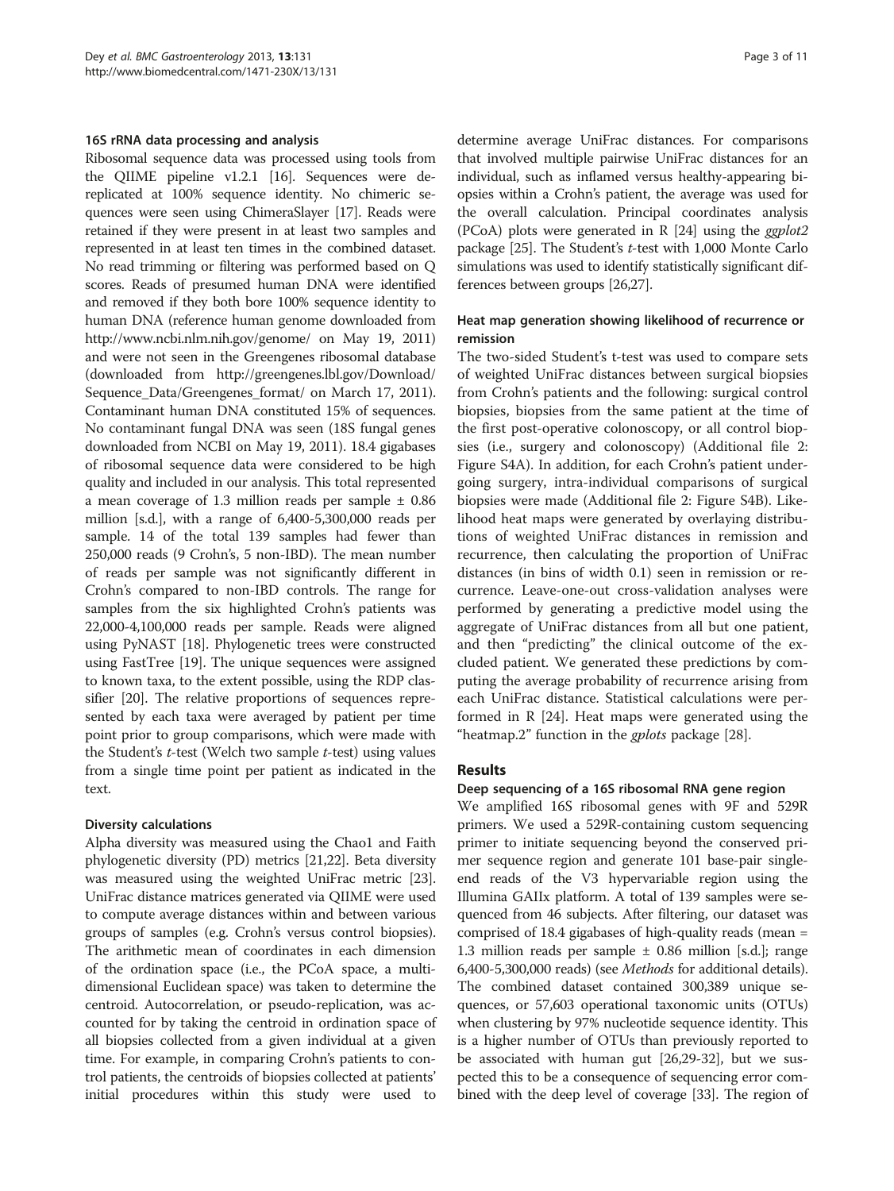### 16S rRNA data processing and analysis

Ribosomal sequence data was processed using tools from the QIIME pipeline v1.2.1 [16]. Sequences were dereplicated at 100% sequence identity. No chimeric sequences were seen using ChimeraSlayer [17]. Reads were retained if they were present in at least two samples and represented in at least ten times in the combined dataset. No read trimming or filtering was performed based on Q scores. Reads of presumed human DNA were identified and removed if they both bore 100% sequence identity to human DNA (reference human genome downloaded from http://www.ncbi.nlm.nih.gov/genome/ on May 19, 2011) and were not seen in the Greengenes ribosomal database (downloaded from http://greengenes.lbl.gov/Download/Sequence_Data/Greengenes_format/ on March 17, 2011). Contaminant human DNA constituted 15% of sequences. No contaminant fungal DNA was seen (18S fungal genes downloaded from NCBI on May 19, 2011). 18.4 gigabases of ribosomal sequence data were considered to be high quality and included in our analysis. This total represented a mean coverage of 1.3 million reads per sample ± 0.86 million [s.d.], with a range of 6,400-5,300,000 reads per sample. 14 of the total 139 samples had fewer than 250,000 reads (9 Crohn's, 5 non-IBD). The mean number of reads per sample was not significantly different in Crohn's compared to non-IBD controls. The range for samples from the six highlighted Crohn's patients was 22,000-4,100,000 reads per sample. Reads were aligned using PyNAST [18]. Phylogenetic trees were constructed using FastTree [19]. The unique sequences were assigned to known taxa, to the extent possible, using the RDP classifier [20]. The relative proportions of sequences represented by each taxa were averaged by patient per time point prior to group comparisons, which were made with the Student's *t*-test (Welch two sample *t*-test) using values from a single time point per patient as indicated in the text.

### Diversity calculations

Alpha diversity was measured using the Chao1 and Faith phylogenetic diversity (PD) metrics [21,22]. Beta diversity was measured using the weighted UniFrac metric [23]. UniFrac distance matrices generated via QIIME were used to compute average distances within and between various groups of samples (e.g. Crohn's versus control biopsies). The arithmetic mean of coordinates in each dimension of the ordination space (i.e., the PCoA space, a multidimensional Euclidean space) was taken to determine the centroid. Autocorrelation, or pseudo-replication, was accounted for by taking the centroid in ordination space of all biopsies collected from a given individual at a given time. For example, in comparing Crohn's patients to control patients, the centroids of biopsies collected at patients' initial procedures within this study were used to determine average UniFrac distances. For comparisons that involved multiple pairwise UniFrac distances for an individual, such as inflamed versus healthy-appearing biopsies within a Crohn's patient, the average was used for the overall calculation. Principal coordinates analysis (PCoA) plots were generated in R [24] using the *ggplot2* package [25]. The Student's *t*-test with 1,000 Monte Carlo simulations was used to identify statistically significant differences between groups [26,27].

### Heat map generation showing likelihood of recurrence or remission

The two-sided Student's t-test was used to compare sets of weighted UniFrac distances between surgical biopsies from Crohn's patients and the following: surgical control biopsies, biopsies from the same patient at the time of the first post-operative colonoscopy, or all control biopsies (i.e., surgery and colonoscopy) (Additional file 2: Figure S4A). In addition, for each Crohn's patient undergoing surgery, intra-individual comparisons of surgical biopsies were made (Additional file 2: Figure S4B). Likelihood heat maps were generated by overlaying distributions of weighted UniFrac distances in remission and recurrence, then calculating the proportion of UniFrac distances (in bins of width 0.1) seen in remission or recurrence. Leave-one-out cross-validation analyses were performed by generating a predictive model using the aggregate of UniFrac distances from all but one patient, and then "predicting" the clinical outcome of the excluded patient. We generated these predictions by computing the average probability of recurrence arising from each UniFrac distance. Statistical calculations were performed in R [24]. Heat maps were generated using the "heatmap.2" function in the *gplots* package [28].

## Results

### Deep sequencing of a 16S ribosomal RNA gene region

We amplified 16S ribosomal genes with 9F and 529R primers. We used a 529R-containing custom sequencing primer to initiate sequencing beyond the conserved primer sequence region and generate 101 base-pair single-end reads of the V3 hypervariable region using the Illumina GAIIx platform. A total of 139 samples were sequenced from 46 subjects. After filtering, our dataset was comprised of 18.4 gigabases of high-quality reads (mean = 1.3 million reads per sample ± 0.86 million [s.d.]; range 6,400-5,300,000 reads) (see *Methods* for additional details). The combined dataset contained 300,389 unique sequences, or 57,603 operational taxonomic units (OTUs) when clustering by 97% nucleotide sequence identity. This is a higher number of OTUs than previously reported to be associated with human gut [26,29-32], but we suspected this to be a consequence of sequencing error combined with the deep level of coverage [33]. The region of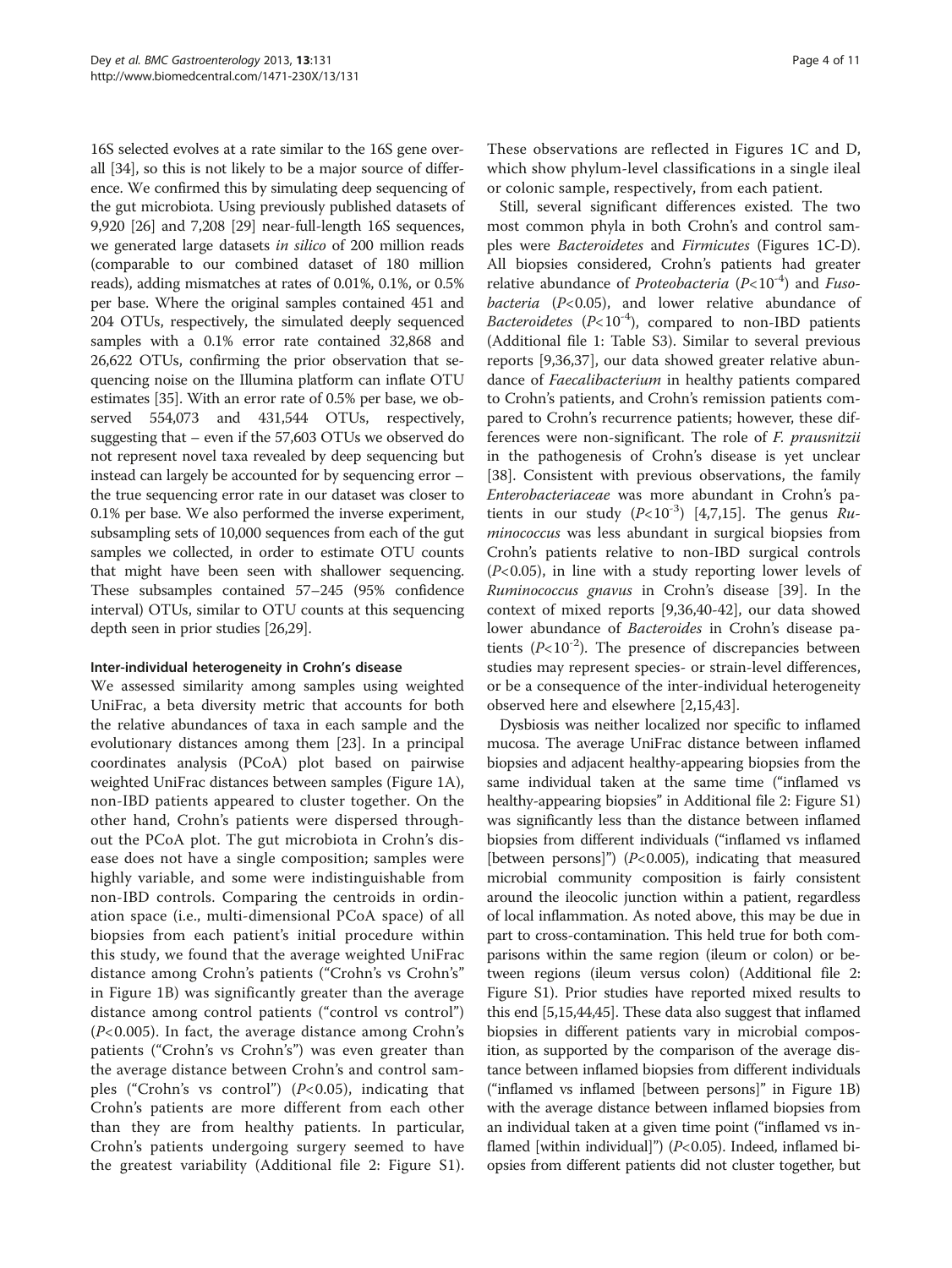16S selected evolves at a rate similar to the 16S gene overall [34], so this is not likely to be a major source of difference. We confirmed this by simulating deep sequencing of the gut microbiota. Using previously published datasets of 9,920 [26] and 7,208 [29] near-full-length 16S sequences, we generated large datasets *in silico* of 200 million reads (comparable to our combined dataset of 180 million reads), adding mismatches at rates of 0.01%, 0.1%, or 0.5% per base. Where the original samples contained 451 and 204 OTUs, respectively, the simulated deeply sequenced samples with a 0.1% error rate contained 32,868 and 26,622 OTUs, confirming the prior observation that sequencing noise on the Illumina platform can inflate OTU estimates [35]. With an error rate of 0.5% per base, we observed 554,073 and 431,544 OTUs, respectively, suggesting that – even if the 57,603 OTUs we observed do not represent novel taxa revealed by deep sequencing but instead can largely be accounted for by sequencing error – the true sequencing error rate in our dataset was closer to 0.1% per base. We also performed the inverse experiment, subsampling sets of 10,000 sequences from each of the gut samples we collected, in order to estimate OTU counts that might have been seen with shallower sequencing. These subsamples contained 57–245 (95% confidence interval) OTUs, similar to OTU counts at this sequencing depth seen in prior studies [26,29].

### Inter-individual heterogeneity in Crohn's disease

We assessed similarity among samples using weighted UniFrac, a beta diversity metric that accounts for both the relative abundances of taxa in each sample and the evolutionary distances among them [23]. In a principal coordinates analysis (PCoA) plot based on pairwise weighted UniFrac distances between samples (Figure 1A), non-IBD patients appeared to cluster together. On the other hand, Crohn's patients were dispersed throughout the PCoA plot. The gut microbiota in Crohn's disease does not have a single composition; samples were highly variable, and some were indistinguishable from non-IBD controls. Comparing the centroids in ordination space (i.e., multi-dimensional PCoA space) of all biopsies from each patient's initial procedure within this study, we found that the average weighted UniFrac distance among Crohn's patients ("Crohn's vs Crohn's" in Figure 1B) was significantly greater than the average distance among control patients ("control vs control") ($P<0.005$). In fact, the average distance among Crohn's patients ("Crohn's vs Crohn's") was even greater than the average distance between Crohn's and control samples ("Crohn's vs control") ($P<0.05$), indicating that Crohn's patients are more different from each other than they are from healthy patients. In particular, Crohn's patients undergoing surgery seemed to have the greatest variability (Additional file 2: Figure S1). These observations are reflected in Figures 1C and D, which show phylum-level classifications in a single ileal or colonic sample, respectively, from each patient.

Still, several significant differences existed. The two most common phyla in both Crohn's and control samples were *Bacteroidetes* and *Firmicutes* (Figures 1C-D). All biopsies considered, Crohn's patients had greater relative abundance of *Proteobacteria* ($P<10^{-4}$) and *Fusobacteria* ($P<0.05$), and lower relative abundance of *Bacteroidetes* ($P<10^{-4}$), compared to non-IBD patients (Additional file 1: Table S3). Similar to several previous reports [9,36,37], our data showed greater relative abundance of *Faecalibacterium* in healthy patients compared to Crohn's patients, and Crohn's remission patients compared to Crohn's recurrence patients; however, these differences were non-significant. The role of *F. prausnitzii* in the pathogenesis of Crohn's disease is yet unclear [38]. Consistent with previous observations, the family *Enterobacteriaceae* was more abundant in Crohn's patients in our study ($P<10^{-3}$) [4,7,15]. The genus *Ruminococcus* was less abundant in surgical biopsies from Crohn's patients relative to non-IBD surgical controls ($P<0.05$), in line with a study reporting lower levels of *Ruminococcus gnavus* in Crohn's disease [39]. In the context of mixed reports [9,36,40-42], our data showed lower abundance of *Bacteroides* in Crohn's disease patients ($P<10^{-2}$). The presence of discrepancies between studies may represent species- or strain-level differences, or be a consequence of the inter-individual heterogeneity observed here and elsewhere [2,15,43].

Dysbiosis was neither localized nor specific to inflamed mucosa. The average UniFrac distance between inflamed biopsies and adjacent healthy-appearing biopsies from the same individual taken at the same time ("inflamed vs healthy-appearing biopsies" in Additional file 2: Figure S1) was significantly less than the distance between inflamed biopsies from different individuals ("inflamed vs inflamed [between persons]") ($P<0.005$), indicating that measured microbial community composition is fairly consistent around the ileocolic junction within a patient, regardless of local inflammation. As noted above, this may be due in part to cross-contamination. This held true for both comparisons within the same region (ileum or colon) or between regions (ileum versus colon) (Additional file 2: Figure S1). Prior studies have reported mixed results to this end [5,15,44,45]. These data also suggest that inflamed biopsies in different patients vary in microbial composition, as supported by the comparison of the average distance between inflamed biopsies from different individuals ("inflamed vs inflamed [between persons]" in Figure 1B) with the average distance between inflamed biopsies from an individual taken at a given time point ("inflamed vs inflamed [within individual]") ($P<0.05$). Indeed, inflamed biopsies from different patients did not cluster together, but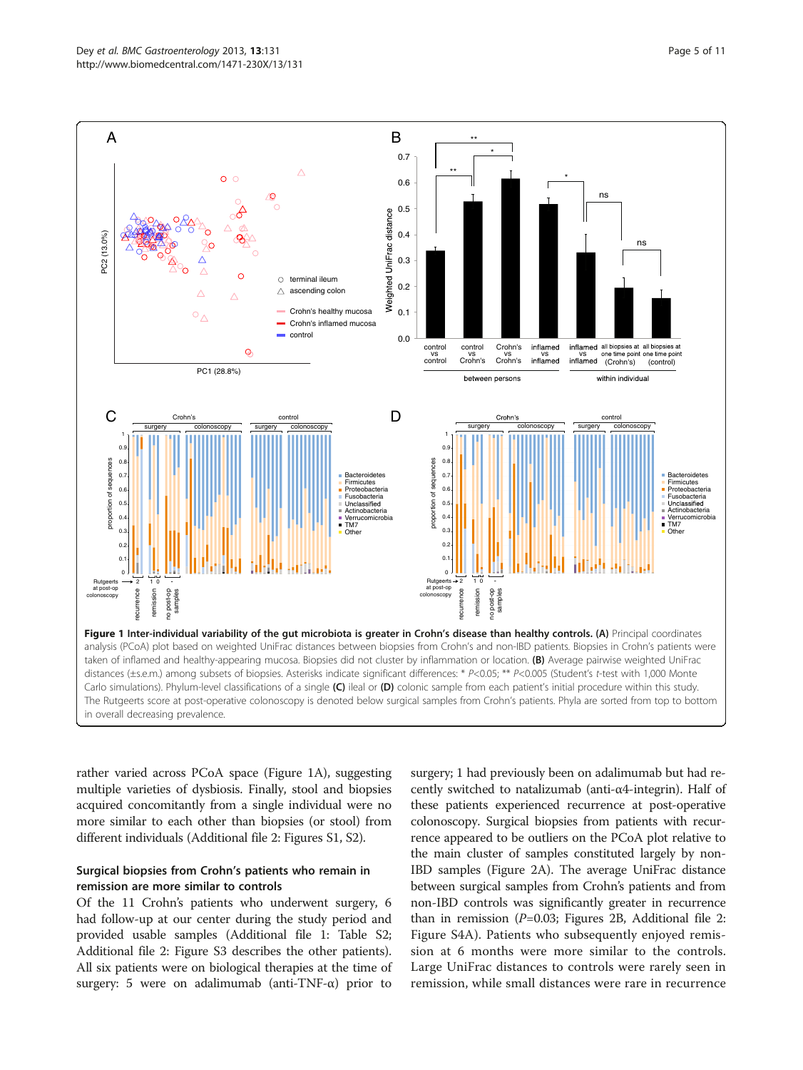**Figure 1 Inter-individual variability of the gut microbiota is greater in Crohn's disease than healthy controls. (A)** Principal coordinates analysis (PCoA) plot based on weighted UniFrac distances between biopsies from Crohn's and non-IBD patients. Biopsies in Crohn's patients were taken of inflamed and healthy-appearing mucosa. Biopsies did not cluster by inflammation or location. **(B)** Average pairwise weighted UniFrac distances (±s.e.m.) among subsets of biopsies. Asterisks indicate significant differences: * $P<0.05$; ** $P<0.005$ (Student's *t*-test with 1,000 Monte Carlo simulations). Phylum-level classifications of a single **(C)** ileal or **(D)** colonic sample from each patient's initial procedure within this study. The Rutgeerts score at post-operative colonoscopy is denoted below surgical samples from Crohn's patients. Phyla are sorted from top to bottom in overall decreasing prevalence.

rather varied across PCoA space (Figure 1A), suggesting multiple varieties of dysbiosis. Finally, stool and biopsies acquired concomitantly from a single individual were no more similar to each other than biopsies (or stool) from different individuals (Additional file 2: Figures S1, S2).

### Surgical biopsies from Crohn's patients who remain in remission are more similar to controls

Of the 11 Crohn's patients who underwent surgery, 6 had follow-up at our center during the study period and provided usable samples (Additional file 1: Table S2; Additional file 2: Figure S3 describes the other patients). All six patients were on biological therapies at the time of surgery: 5 were on adalimumab (anti-TNF-α) prior to surgery; 1 had previously been on adalimumab but had recently switched to natalizumab (anti-α4-integrin). Half of these patients experienced recurrence at post-operative colonoscopy. Surgical biopsies from patients with recurrence appeared to be outliers on the PCoA plot relative to the main cluster of samples constituted largely by non-IBD samples (Figure 2A). The average UniFrac distance between surgical samples from Crohn's patients and from non-IBD controls was significantly greater in recurrence than in remission ($P$=0.03; Figures 2B, Additional file 2: Figure S4A). Patients who subsequently enjoyed remission at 6 months were more similar to the controls. Large UniFrac distances to controls were rarely seen in remission, while small distances were rare in recurrence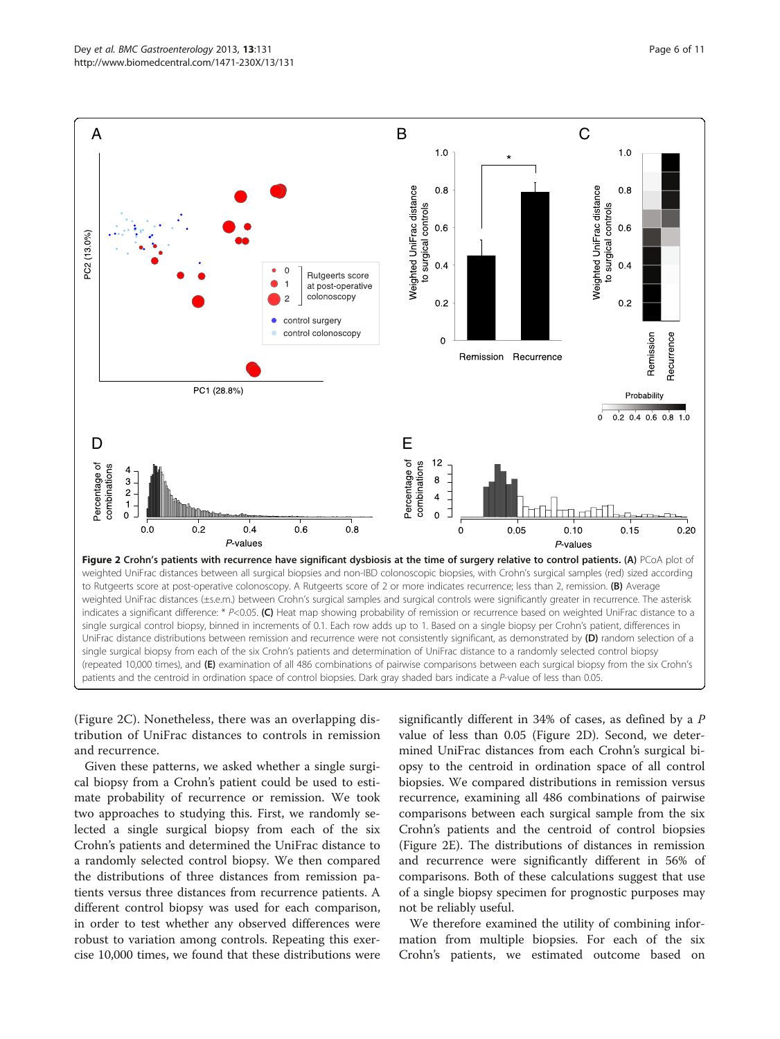**Figure 2 Crohn's patients with recurrence have significant dysbiosis at the time of surgery relative to control patients. (A)** PCoA plot of weighted UniFrac distances between all surgical biopsies and non-IBD colonoscopic biopsies, with Crohn's surgical samples (red) sized according to Rutgeerts score at post-operative colonoscopy. A Rutgeerts score of 2 or more indicates recurrence; less than 2, remission. **(B)** Average weighted UniFrac distances (±s.e.m.) between Crohn's surgical samples and surgical controls were significantly greater in recurrence. The asterisk indicates a significant difference: * $P<0.05$. **(C)** Heat map showing probability of remission or recurrence based on weighted UniFrac distance to a single surgical control biopsy, binned in increments of 0.1. Each row adds up to 1. Based on a single biopsy per Crohn's patient, differences in UniFrac distance distributions between remission and recurrence were not consistently significant, as demonstrated by **(D)** random selection of a single surgical biopsy from each of the six Crohn's patients and determination of UniFrac distance to a randomly selected control biopsy (repeated 10,000 times), and **(E)** examination of all 486 combinations of pairwise comparisons between each surgical biopsy from the six Crohn's patients and the centroid in ordination space of control biopsies. Dark gray shaded bars indicate a *P*-value of less than 0.05.

(Figure 2C). Nonetheless, there was an overlapping distribution of UniFrac distances to controls in remission and recurrence.

Given these patterns, we asked whether a single surgical biopsy from a Crohn's patient could be used to estimate probability of recurrence or remission. We took two approaches to studying this. First, we randomly selected a single surgical biopsy from each of the six Crohn's patients and determined the UniFrac distance to a randomly selected control biopsy. We then compared the distributions of three distances from remission patients versus three distances from recurrence patients. A different control biopsy was used for each comparison, in order to test whether any observed differences were robust to variation among controls. Repeating this exercise 10,000 times, we found that these distributions were significantly different in 34% of cases, as defined by a *P* value of less than 0.05 (Figure 2D). Second, we determined UniFrac distances from each Crohn's surgical biopsy to the centroid in ordination space of all control biopsies. We compared distributions in remission versus recurrence, examining all 486 combinations of pairwise comparisons between each surgical sample from the six Crohn's patients and the centroid of control biopsies (Figure 2E). The distributions of distances in remission and recurrence were significantly different in 56% of comparisons. Both of these calculations suggest that use of a single biopsy specimen for prognostic purposes may not be reliably useful.

We therefore examined the utility of combining information from multiple biopsies. For each of the six Crohn's patients, we estimated outcome based on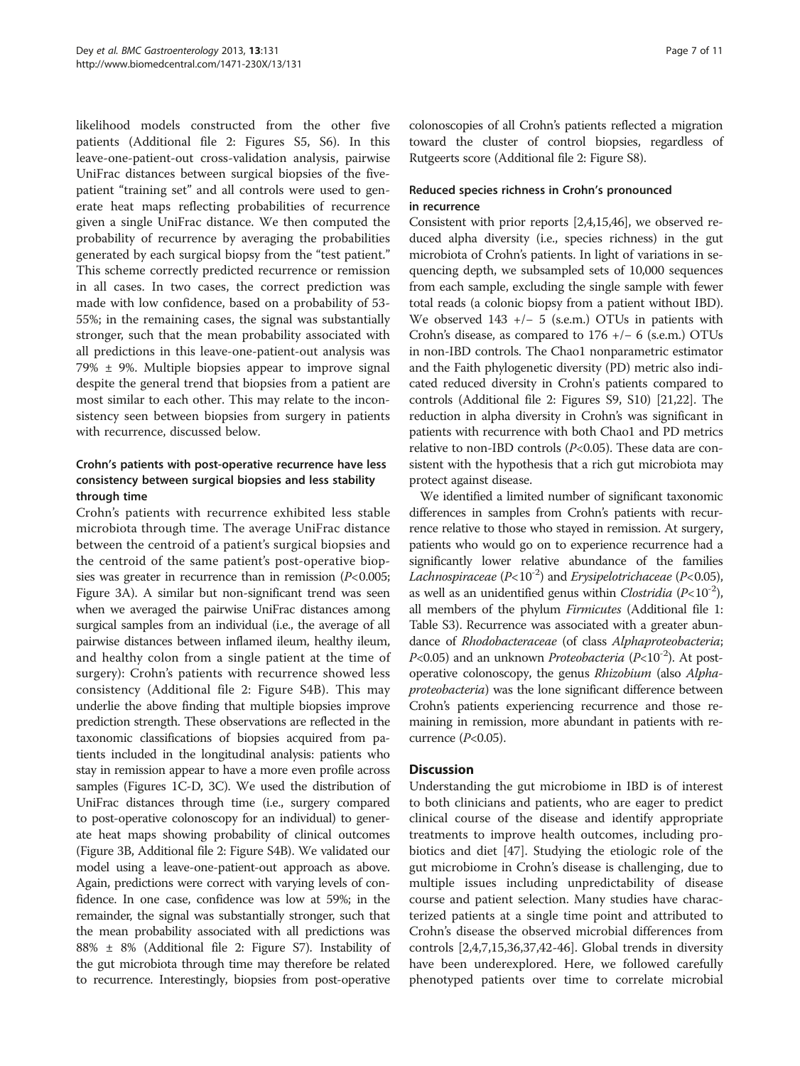likelihood models constructed from the other five patients (Additional file 2: Figures S5, S6). In this leave-one-patient-out cross-validation analysis, pairwise UniFrac distances between surgical biopsies of the five-patient "training set" and all controls were used to generate heat maps reflecting probabilities of recurrence given a single UniFrac distance. We then computed the probability of recurrence by averaging the probabilities generated by each surgical biopsy from the "test patient." This scheme correctly predicted recurrence or remission in all cases. In two cases, the correct prediction was made with low confidence, based on a probability of 53-55%; in the remaining cases, the signal was substantially stronger, such that the mean probability associated with all predictions in this leave-one-patient-out analysis was 79% ± 9%. Multiple biopsies appear to improve signal despite the general trend that biopsies from a patient are most similar to each other. This may relate to the inconsistency seen between biopsies from surgery in patients with recurrence, discussed below.

### Crohn's patients with post-operative recurrence have less consistency between surgical biopsies and less stability through time

Crohn's patients with recurrence exhibited less stable microbiota through time. The average UniFrac distance between the centroid of a patient's surgical biopsies and the centroid of the same patient's post-operative biopsies was greater in recurrence than in remission ($P<0.005$; Figure 3A). A similar but non-significant trend was seen when we averaged the pairwise UniFrac distances among surgical samples from an individual (i.e., the average of all pairwise distances between inflamed ileum, healthy ileum, and healthy colon from a single patient at the time of surgery): Crohn's patients with recurrence showed less consistency (Additional file 2: Figure S4B). This may underlie the above finding that multiple biopsies improve prediction strength. These observations are reflected in the taxonomic classifications of biopsies acquired from patients included in the longitudinal analysis: patients who stay in remission appear to have a more even profile across samples (Figures 1C-D, 3C). We used the distribution of UniFrac distances through time (i.e., surgery compared to post-operative colonoscopy for an individual) to generate heat maps showing probability of clinical outcomes (Figure 3B, Additional file 2: Figure S4B). We validated our model using a leave-one-patient-out approach as above. Again, predictions were correct with varying levels of confidence. In one case, confidence was low at 59%; in the remainder, the signal was substantially stronger, such that the mean probability associated with all predictions was 88% ± 8% (Additional file 2: Figure S7). Instability of the gut microbiota through time may therefore be related to recurrence. Interestingly, biopsies from post-operative colonoscopies of all Crohn's patients reflected a migration toward the cluster of control biopsies, regardless of Rutgeerts score (Additional file 2: Figure S8).

### Reduced species richness in Crohn's pronounced in recurrence

Consistent with prior reports [2,4,15,46], we observed reduced alpha diversity (i.e., species richness) in the gut microbiota of Crohn's patients. In light of variations in sequencing depth, we subsampled sets of 10,000 sequences from each sample, excluding the single sample with fewer total reads (a colonic biopsy from a patient without IBD). We observed 143 +/− 5 (s.e.m.) OTUs in patients with Crohn's disease, as compared to 176 +/− 6 (s.e.m.) OTUs in non-IBD controls. The Chao1 nonparametric estimator and the Faith phylogenetic diversity (PD) metric also indicated reduced diversity in Crohn's patients compared to controls (Additional file 2: Figures S9, S10) [21,22]. The reduction in alpha diversity in Crohn's was significant in patients with recurrence with both Chao1 and PD metrics relative to non-IBD controls ($P<0.05$). These data are consistent with the hypothesis that a rich gut microbiota may protect against disease.

We identified a limited number of significant taxonomic differences in samples from Crohn's patients with recurrence relative to those who stayed in remission. At surgery, patients who would go on to experience recurrence had a significantly lower relative abundance of the families *Lachnospiraceae* ($P<10^{-2}$) and *Erysipelotrichaceae* ($P<0.05$), as well as an unidentified genus within *Clostridia* ($P<10^{-2}$), all members of the phylum *Firmicutes* (Additional file 1: Table S3). Recurrence was associated with a greater abundance of *Rhodobacteraceae* (of class *Alphaproteobacteria*; $P<0.05$) and an unknown *Proteobacteria* ($P<10^{-2}$). At post-operative colonoscopy, the genus *Rhizobium* (also *Alphaproteobacteria*) was the lone significant difference between Crohn's patients experiencing recurrence and those remaining in remission, more abundant in patients with recurrence ($P<0.05$).

## Discussion

Understanding the gut microbiome in IBD is of interest to both clinicians and patients, who are eager to predict clinical course of the disease and identify appropriate treatments to improve health outcomes, including probiotics and diet [47]. Studying the etiologic role of the gut microbiome in Crohn's disease is challenging, due to multiple issues including unpredictability of disease course and patient selection. Many studies have characterized patients at a single time point and attributed to Crohn's disease the observed microbial differences from controls [2,4,7,15,36,37,42-46]. Global trends in diversity have been underexplored. Here, we followed carefully phenotyped patients over time to correlate microbial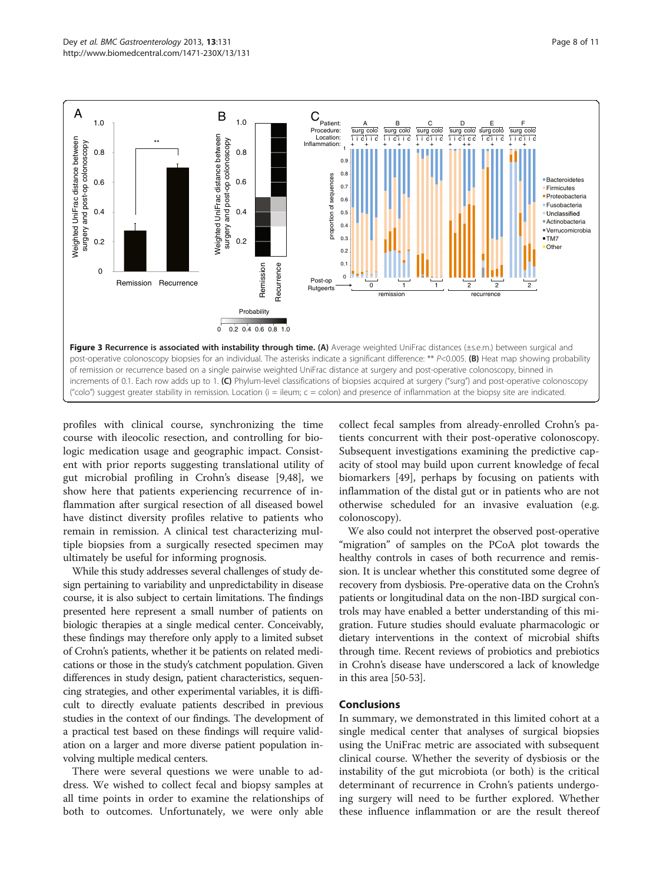**Figure 3 Recurrence is associated with instability through time. (A)** Average weighted UniFrac distances (±s.e.m.) between surgical and post-operative colonoscopy biopsies for an individual. The asterisks indicate a significant difference: ** $P<0.005$. **(B)** Heat map showing probability of remission or recurrence based on a single pairwise weighted UniFrac distance at surgery and post-operative colonoscopy, binned in increments of 0.1. Each row adds up to 1. **(C)** Phylum-level classifications of biopsies acquired at surgery ("surg") and post-operative colonoscopy ("colo") suggest greater stability in remission. Location (i = ileum; c = colon) and presence of inflammation at the biopsy site are indicated.

profiles with clinical course, synchronizing the time course with ileocolic resection, and controlling for biologic medication usage and geographic impact. Consistent with prior reports suggesting translational utility of gut microbial profiling in Crohn's disease [9,48], we show here that patients experiencing recurrence of inflammation after surgical resection of all diseased bowel have distinct diversity profiles relative to patients who remain in remission. A clinical test characterizing multiple biopsies from a surgically resected specimen may ultimately be useful for informing prognosis.

While this study addresses several challenges of study design pertaining to variability and unpredictability in disease course, it is also subject to certain limitations. The findings presented here represent a small number of patients on biologic therapies at a single medical center. Conceivably, these findings may therefore only apply to a limited subset of Crohn's patients, whether it be patients on related medications or those in the study's catchment population. Given differences in study design, patient characteristics, sequencing strategies, and other experimental variables, it is difficult to directly evaluate patients described in previous studies in the context of our findings. The development of a practical test based on these findings will require validation on a larger and more diverse patient population involving multiple medical centers.

There were several questions we were unable to address. We wished to collect fecal and biopsy samples at all time points in order to examine the relationships of both to outcomes. Unfortunately, we were only able collect fecal samples from already-enrolled Crohn's patients concurrent with their post-operative colonoscopy. Subsequent investigations examining the predictive capacity of stool may build upon current knowledge of fecal biomarkers [49], perhaps by focusing on patients with inflammation of the distal gut or in patients who are not otherwise scheduled for an invasive evaluation (e.g. colonoscopy).

We also could not interpret the observed post-operative "migration" of samples on the PCoA plot towards the healthy controls in cases of both recurrence and remission. It is unclear whether this constituted some degree of recovery from dysbiosis. Pre-operative data on the Crohn's patients or longitudinal data on the non-IBD surgical controls may have enabled a better understanding of this migration. Future studies should evaluate pharmacologic or dietary interventions in the context of microbial shifts through time. Recent reviews of probiotics and prebiotics in Crohn's disease have underscored a lack of knowledge in this area [50-53].

## Conclusions

In summary, we demonstrated in this limited cohort at a single medical center that analyses of surgical biopsies using the UniFrac metric are associated with subsequent clinical course. Whether the severity of dysbiosis or the instability of the gut microbiota (or both) is the critical determinant of recurrence in Crohn's patients undergoing surgery will need to be further explored. Whether these influence inflammation or are the result thereof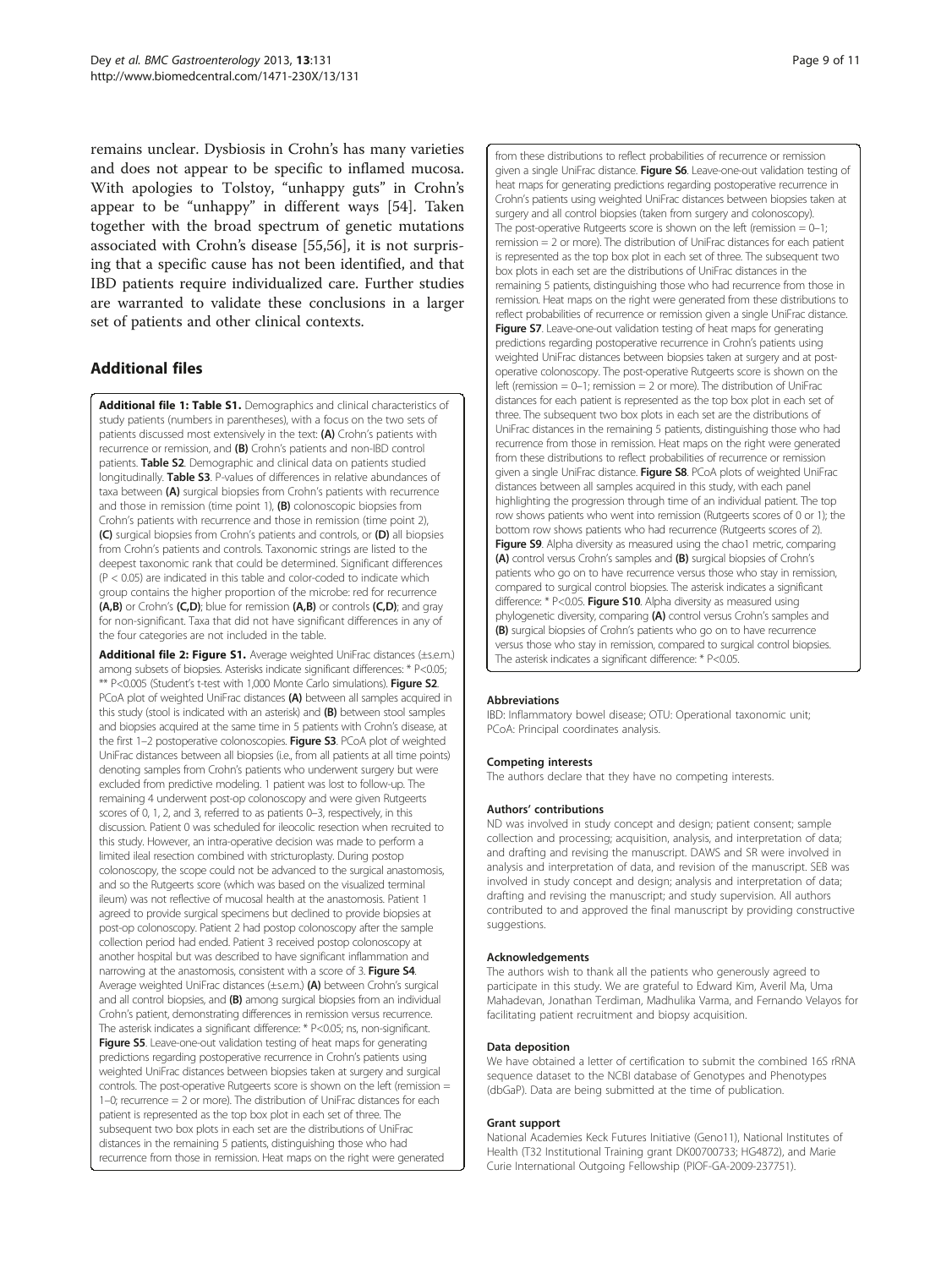remains unclear. Dysbiosis in Crohn's has many varieties and does not appear to be specific to inflamed mucosa. With apologies to Tolstoy, "unhappy guts" in Crohn's appear to be "unhappy" in different ways [54]. Taken together with the broad spectrum of genetic mutations associated with Crohn's disease [55,56], it is not surprising that a specific cause has not been identified, and that IBD patients require individualized care. Further studies are warranted to validate these conclusions in a larger set of patients and other clinical contexts.

## Additional files

**Additional file 1: Table S1.** Demographics and clinical characteristics of study patients (numbers in parentheses), with a focus on the two sets of patients discussed most extensively in the text: **(A)** Crohn's patients with recurrence or remission, and **(B)** Crohn's patients and non-IBD control patients. **Table S2**. Demographic and clinical data on patients studied longitudinally. **Table S3**. P-values of differences in relative abundances of taxa between **(A)** surgical biopsies from Crohn's patients with recurrence and those in remission (time point 1), **(B)** colonoscopic biopsies from Crohn's patients with recurrence and those in remission (time point 2), **(C)** surgical biopsies from Crohn's patients and controls, or **(D)** all biopsies from Crohn's patients and controls. Taxonomic strings are listed to the deepest taxonomic rank that could be determined. Significant differences ($P < 0.05$) are indicated in this table and color-coded to indicate which group contains the higher proportion of the microbe: red for recurrence **(A,B)** or Crohn's **(C,D)**; blue for remission **(A,B)** or controls **(C,D)**; and gray for non-significant. Taxa that did not have significant differences in any of the four categories are not included in the table.

**Additional file 2: Figure S1.** Average weighted UniFrac distances (±s.e.m.) among subsets of biopsies. Asterisks indicate significant differences: * $P<0.05$; ** $P<0.005$ (Student's t-test with 1,000 Monte Carlo simulations). **Figure S2**. PCoA plot of weighted UniFrac distances **(A)** between all samples acquired in this study (stool is indicated with an asterisk) and **(B)** between stool samples and biopsies acquired at the same time in 5 patients with Crohn's disease, at the first 1–2 postoperative colonoscopies. **Figure S3**. PCoA plot of weighted UniFrac distances between all biopsies (i.e., from all patients at all time points) denoting samples from Crohn's patients who underwent surgery but were excluded from predictive modeling. 1 patient was lost to follow-up. The remaining 4 underwent post-op colonoscopy and were given Rutgeerts scores of 0, 1, 2, and 3, referred to as patients 0–3, respectively, in this discussion. Patient 0 was scheduled for ileocolic resection when recruited to this study. However, an intra-operative decision was made to perform a limited ileal resection combined with stricturoplasty. During postop colonoscopy, the scope could not be advanced to the surgical anastomosis, and so the Rutgeerts score (which was based on the visualized terminal ileum) was not reflective of mucosal health at the anastomosis. Patient 1 agreed to provide surgical specimens but declined to provide biopsies at post-op colonoscopy. Patient 2 had postop colonoscopy after the sample collection period had ended. Patient 3 received postop colonoscopy at another hospital but was described to have significant inflammation and narrowing at the anastomosis, consistent with a score of 3. **Figure S4**. Average weighted UniFrac distances (±s.e.m.) **(A)** between Crohn's surgical and all control biopsies, and **(B)** among surgical biopsies from an individual Crohn's patient, demonstrating differences in remission versus recurrence. The asterisk indicates a significant difference: * $P<0.05$; ns, non-significant. **Figure S5**. Leave-one-out validation testing of heat maps for generating predictions regarding postoperative recurrence in Crohn's patients using weighted UniFrac distances between biopsies taken at surgery and surgical controls. The post-operative Rutgeerts score is shown on the left (remission = 1–0; recurrence = 2 or more). The distribution of UniFrac distances for each patient is represented as the top box plot in each set of three. The subsequent two box plots in each set are the distributions of UniFrac distances in the remaining 5 patients, distinguishing those who had recurrence from those in remission. Heat maps on the right were generated from these distributions to reflect probabilities of recurrence or remission given a single UniFrac distance. **Figure S6**. Leave-one-out validation testing of heat maps for generating predictions regarding postoperative recurrence in Crohn's patients using weighted UniFrac distances between biopsies taken at surgery and all control biopsies (taken from surgery and colonoscopy). The post-operative Rutgeerts score is shown on the left (remission = 0–1; remission = 2 or more). The distribution of UniFrac distances for each patient is represented as the top box plot in each set of three. The subsequent two box plots in each set are the distributions of UniFrac distances in the remaining 5 patients, distinguishing those who had recurrence from those in remission. Heat maps on the right were generated from these distributions to reflect probabilities of recurrence or remission given a single UniFrac distance. **Figure S7**. Leave-one-out validation testing of heat maps for generating predictions regarding postoperative recurrence in Crohn's patients using weighted UniFrac distances between biopsies taken at surgery and at post-operative colonoscopy. The post-operative Rutgeerts score is shown on the left (remission = 0–1; remission = 2 or more). The distribution of UniFrac distances for each patient is represented as the top box plot in each set of three. The subsequent two box plots in each set are the distributions of UniFrac distances in the remaining 5 patients, distinguishing those who had recurrence from those in remission. Heat maps on the right were generated from these distributions to reflect probabilities of recurrence or remission given a single UniFrac distance. **Figure S8**. PCoA plots of weighted UniFrac distances between all samples acquired in this study, with each panel highlighting the progression through time of an individual patient. The top row shows patients who went into remission (Rutgeerts scores of 0 or 1); the bottom row shows patients who had recurrence (Rutgeerts scores of 2). **Figure S9**. Alpha diversity as measured using the chao1 metric, comparing **(A)** control versus Crohn's samples and **(B)** surgical biopsies of Crohn's patients who go on to have recurrence versus those who stay in remission, compared to surgical control biopsies. The asterisk indicates a significant difference: * $P<0.05$. **Figure S10**. Alpha diversity as measured using phylogenetic diversity, comparing **(A)** control versus Crohn's samples and **(B)** surgical biopsies of Crohn's patients who go on to have recurrence versus those who stay in remission, compared to surgical control biopsies. The asterisk indicates a significant difference: * $P<0.05$.

#### Abbreviations

IBD: Inflammatory bowel disease; OTU: Operational taxonomic unit; PCoA: Principal coordinates analysis.

#### Competing interests

The authors declare that they have no competing interests.

#### Authors' contributions

ND was involved in study concept and design; patient consent; sample collection and processing; acquisition, analysis, and interpretation of data; and drafting and revising the manuscript. DAWS and SR were involved in analysis and interpretation of data, and revision of the manuscript. SEB was involved in study concept and design; analysis and interpretation of data; drafting and revising the manuscript; and study supervision. All authors contributed to and approved the final manuscript by providing constructive suggestions.

#### Acknowledgements

The authors wish to thank all the patients who generously agreed to participate in this study. We are grateful to Edward Kim, Averil Ma, Uma Mahadevan, Jonathan Terdiman, Madhulika Varma, and Fernando Velayos for facilitating patient recruitment and biopsy acquisition.

#### Data deposition

We have obtained a letter of certification to submit the combined 16S rRNA sequence dataset to the NCBI database of Genotypes and Phenotypes (dbGaP). Data are being submitted at the time of publication.

#### Grant support

National Academies Keck Futures Initiative (Geno11), National Institutes of Health (T32 Institutional Training grant DK00700733; HG4872), and Marie Curie International Outgoing Fellowship (PIOF-GA-2009-237751).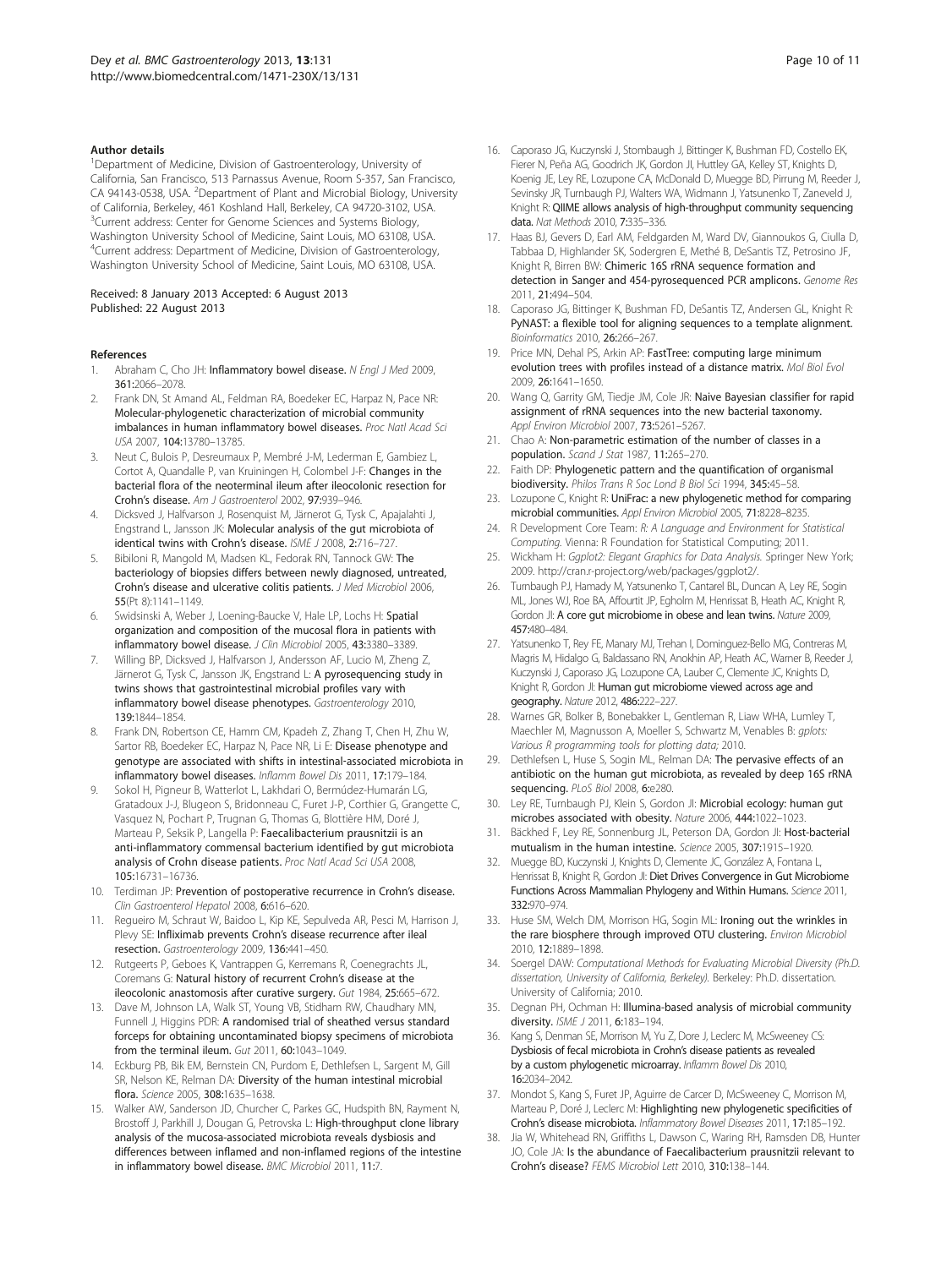### Author details

[1]Department of Medicine, Division of Gastroenterology, University of California, San Francisco, 513 Parnassus Avenue, Room S-357, San Francisco, CA 94143-0538, USA. [2]Department of Plant and Microbial Biology, University of California, Berkeley, 461 Koshland Hall, Berkeley, CA 94720-3102, USA. [3]Current address: Center for Genome Sciences and Systems Biology, Washington University School of Medicine, Saint Louis, MO 63108, USA. [4]Current address: Department of Medicine, Division of Gastroenterology, Washington University School of Medicine, Saint Louis, MO 63108, USA.

Received: 8 January 2013 Accepted: 6 August 2013
Published: 22 August 2013

### References

1. Abraham C, Cho JH: **Inflammatory bowel disease.** *N Engl J Med* 2009, **361:**2066–2078.
2. Frank DN, St Amand AL, Feldman RA, Boedeker EC, Harpaz N, Pace NR: **Molecular-phylogenetic characterization of microbial community imbalances in human inflammatory bowel diseases.** *Proc Natl Acad Sci USA* 2007, **104:**13780–13785.
3. Neut C, Bulois P, Desreumaux P, Membré J-M, Lederman E, Gambiez L, Cortot A, Quandalle P, van Kruiningen H, Colombel J-F: **Changes in the bacterial flora of the neoterminal ileum after ileocolonic resection for Crohn's disease.** *Am J Gastroenterol* 2002, **97:**939–946.
4. Dicksved J, Halfvarson J, Rosenquist M, Järnerot G, Tysk C, Apajalahti J, Engstrand L, Jansson JK: **Molecular analysis of the gut microbiota of identical twins with Crohn's disease.** *ISME J* 2008, **2:**716–727.
5. Bibiloni R, Mangold M, Madsen KL, Fedorak RN, Tannock GW: **The bacteriology of biopsies differs between newly diagnosed, untreated, Crohn's disease and ulcerative colitis patients.** *J Med Microbiol* 2006, **55**(Pt 8):1141–1149.
6. Swidsinski A, Weber J, Loening-Baucke V, Hale LP, Lochs H: **Spatial organization and composition of the mucosal flora in patients with inflammatory bowel disease.** *J Clin Microbiol* 2005, **43:**3380–3389.
7. Willing BP, Dicksved J, Halfvarson J, Andersson AF, Lucio M, Zheng Z, Järnerot G, Tysk C, Jansson JK, Engstrand L: **A pyrosequencing study in twins shows that gastrointestinal microbial profiles vary with inflammatory bowel disease phenotypes.** *Gastroenterology* 2010, **139:**1844–1854.
8. Frank DN, Robertson CE, Hamm CM, Kpadeh Z, Zhang T, Chen H, Zhu W, Sartor RB, Boedeker EC, Harpaz N, Pace NR, Li E: **Disease phenotype and genotype are associated with shifts in intestinal-associated microbiota in inflammatory bowel diseases.** *Inflamm Bowel Dis* 2011, **17:**179–184.
9. Sokol H, Pigneur B, Watterlot L, Lakhdari O, Bermúdez-Humarán LG, Gratadoux J-J, Blugeon S, Bridonneau C, Furet J-P, Corthier G, Grangette C, Vasquez N, Pochart P, Trugnan G, Thomas G, Blottière HM, Doré J, Marteau P, Seksik P, Langella P: **Faecalibacterium prausnitzii is an anti-inflammatory commensal bacterium identified by gut microbiota analysis of Crohn disease patients.** *Proc Natl Acad Sci USA* 2008, **105:**16731–16736.
10. Terdiman JP: **Prevention of postoperative recurrence in Crohn's disease.** *Clin Gastroenterol Hepatol* 2008, **6:**616–620.
11. Regueiro M, Schraut W, Baidoo L, Kip KE, Sepulveda AR, Pesci M, Harrison J, Plevy SE: **Infliximab prevents Crohn's disease recurrence after ileal resection.** *Gastroenterology* 2009, **136:**441–450.
12. Rutgeerts P, Geboes K, Vantrappen G, Kerremans R, Coenegrachts JL, Coremans G: **Natural history of recurrent Crohn's disease at the ileocolonic anastomosis after curative surgery.** *Gut* 1984, **25:**665–672.
13. Dave M, Johnson LA, Walk ST, Young VB, Stidham RW, Chaudhary MN, Funnell J, Higgins PDR: **A randomised trial of sheathed versus standard forceps for obtaining uncontaminated biopsy specimens of microbiota from the terminal ileum.** *Gut* 2011, **60:**1043–1049.
14. Eckburg PB, Bik EM, Bernstein CN, Purdom E, Dethlefsen L, Sargent M, Gill SR, Nelson KE, Relman DA: **Diversity of the human intestinal microbial flora.** *Science* 2005, **308:**1635–1638.
15. Walker AW, Sanderson JD, Churcher C, Parkes GC, Hudspith BN, Rayment N, Brostoff J, Parkhill J, Dougan G, Petrovska L: **High-throughput clone library analysis of the mucosa-associated microbiota reveals dysbiosis and differences between inflamed and non-inflamed regions of the intestine in inflammatory bowel disease.** *BMC Microbiol* 2011, **11:**7.
16. Caporaso JG, Kuczynski J, Stombaugh J, Bittinger K, Bushman FD, Costello EK, Fierer N, Peña AG, Goodrich JK, Gordon JI, Huttley GA, Kelley ST, Knights D, Koenig JE, Ley RE, Lozupone CA, McDonald D, Muegge BD, Pirrung M, Reeder J, Sevinsky JR, Turnbaugh PJ, Walters WA, Widmann J, Yatsunenko T, Zaneveld J, Knight R: **QIIME allows analysis of high-throughput community sequencing data.** *Nat Methods* 2010, **7:**335–336.
17. Haas BJ, Gevers D, Earl AM, Feldgarden M, Ward DV, Giannoukos G, Ciulla D, Tabbaa D, Highlander SK, Sodergren E, Methé B, DeSantis TZ, Petrosino JF, Knight R, Birren BW: **Chimeric 16S rRNA sequence formation and detection in Sanger and 454-pyrosequenced PCR amplicons.** *Genome Res* 2011, **21:**494–504.
18. Caporaso JG, Bittinger K, Bushman FD, DeSantis TZ, Andersen GL, Knight R: **PyNAST: a flexible tool for aligning sequences to a template alignment.** *Bioinformatics* 2010, **26:**266–267.
19. Price MN, Dehal PS, Arkin AP: **FastTree: computing large minimum evolution trees with profiles instead of a distance matrix.** *Mol Biol Evol* 2009, **26:**1641–1650.
20. Wang Q, Garrity GM, Tiedje JM, Cole JR: **Naive Bayesian classifier for rapid assignment of rRNA sequences into the new bacterial taxonomy.** *Appl Environ Microbiol* 2007, **73:**5261–5267.
21. Chao A: **Non-parametric estimation of the number of classes in a population.** *Scand J Stat* 1987, **11:**265–270.
22. Faith DP: **Phylogenetic pattern and the quantification of organismal biodiversity.** *Philos Trans R Soc Lond B Biol Sci* 1994, **345:**45–58.
23. Lozupone C, Knight R: **UniFrac: a new phylogenetic method for comparing microbial communities.** *Appl Environ Microbiol* 2005, **71:**8228–8235.
24. R Development Core Team: *R: A Language and Environment for Statistical Computing.* Vienna: R Foundation for Statistical Computing; 2011.
25. Wickham H: *Ggplot2: Elegant Graphics for Data Analysis.* Springer New York; 2009. http://cran.r-project.org/web/packages/ggplot2/.
26. Turnbaugh PJ, Hamady M, Yatsunenko T, Cantarel BL, Duncan A, Ley RE, Sogin ML, Jones WJ, Roe BA, Affourtit JP, Egholm M, Henrissat B, Heath AC, Knight R, Gordon JI: **A core gut microbiome in obese and lean twins.** *Nature* 2009, **457:**480–484.
27. Yatsunenko T, Rey FE, Manary MJ, Trehan I, Dominguez-Bello MG, Contreras M, Magris M, Hidalgo G, Baldassano RN, Anokhin AP, Heath AC, Warner B, Reeder J, Kuczynski J, Caporaso JG, Lozupone CA, Lauber C, Clemente JC, Knights D, Knight R, Gordon JI: **Human gut microbiome viewed across age and geography.** *Nature* 2012, **486:**222–227.
28. Warnes GR, Bolker B, Bonebakker L, Gentleman R, Liaw WHA, Lumley T, Maechler M, Magnusson A, Moeller S, Schwartz M, Venables B: *gplots: Various R programming tools for plotting data;* 2010.
29. Dethlefsen L, Huse S, Sogin ML, Relman DA: **The pervasive effects of an antibiotic on the human gut microbiota, as revealed by deep 16S rRNA sequencing.** *PLoS Biol* 2008, **6:**e280.
30. Ley RE, Turnbaugh PJ, Klein S, Gordon JI: **Microbial ecology: human gut microbes associated with obesity.** *Nature* 2006, **444:**1022–1023.
31. Bäckhed F, Ley RE, Sonnenburg JL, Peterson DA, Gordon JI: **Host-bacterial mutualism in the human intestine.** *Science* 2005, **307:**1915–1920.
32. Muegge BD, Kuczynski J, Knights D, Clemente JC, González A, Fontana L, Henrissat B, Knight R, Gordon JI: **Diet Drives Convergence in Gut Microbiome Functions Across Mammalian Phylogeny and Within Humans.** *Science* 2011, **332:**970–974.
33. Huse SM, Welch DM, Morrison HG, Sogin ML: **Ironing out the wrinkles in the rare biosphere through improved OTU clustering.** *Environ Microbiol* 2010, **12:**1889–1898.
34. Soergel DAW: *Computational Methods for Evaluating Microbial Diversity (Ph.D. dissertation, University of California, Berkeley).* Berkeley: Ph.D. dissertation. University of California; 2010.
35. Degnan PH, Ochman H: **Illumina-based analysis of microbial community diversity.** *ISME J* 2011, **6:**183–194.
36. Kang S, Denman SE, Morrison M, Yu Z, Dore J, Leclerc M, McSweeney CS: **Dysbiosis of fecal microbiota in Crohn's disease patients as revealed by a custom phylogenetic microarray.** *Inflamm Bowel Dis* 2010, **16:**2034–2042.
37. Mondot S, Kang S, Furet JP, Aguirre de Carcer D, McSweeney C, Morrison M, Marteau P, Doré J, Leclerc M: **Highlighting new phylogenetic specificities of Crohn's disease microbiota.** *Inflammatory Bowel Diseases* 2011, **17:**185–192.
38. Jia W, Whitehead RN, Griffiths L, Dawson C, Waring RH, Ramsden DB, Hunter JO, Cole JA: **Is the abundance of Faecalibacterium prausnitzii relevant to Crohn's disease?** *FEMS Microbiol Lett* 2010, **310:**138–144.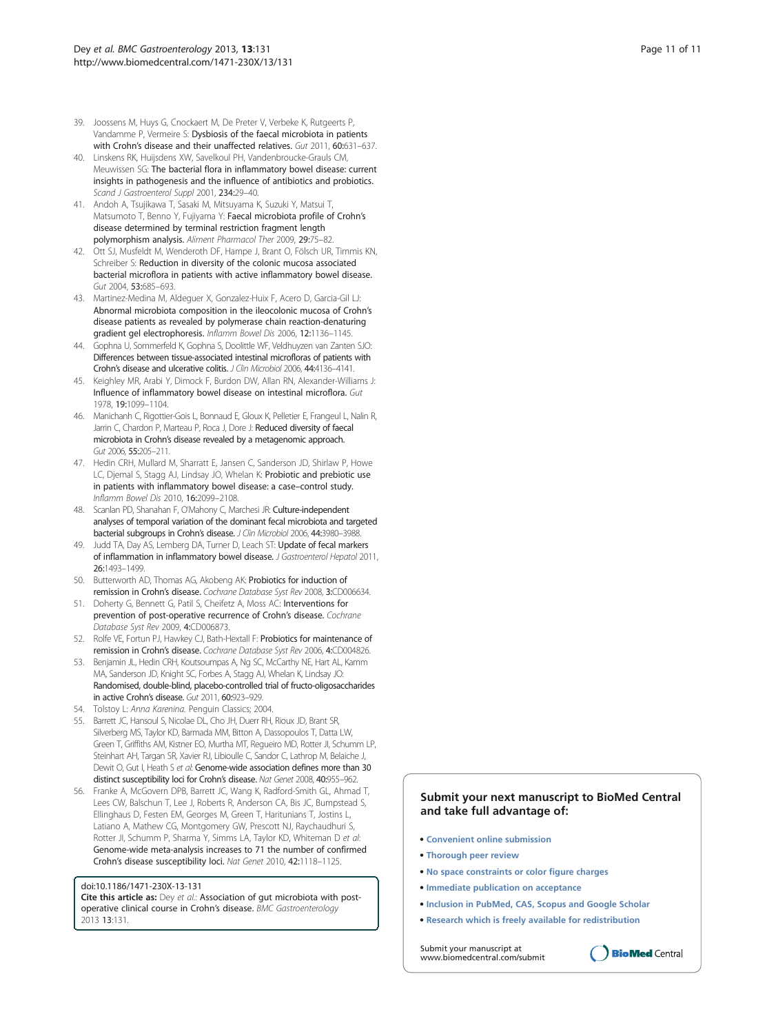39. Joossens M, Huys G, Cnockaert M, De Preter V, Verbeke K, Rutgeerts P, Vandamme P, Vermeire S: **Dysbiosis of the faecal microbiota in patients with Crohn's disease and their unaffected relatives.** *Gut* 2011, **60:**631–637.
40. Linskens RK, Huijsdens XW, Savelkoul PH, Vandenbroucke-Grauls CM, Meuwissen SG: **The bacterial flora in inflammatory bowel disease: current insights in pathogenesis and the influence of antibiotics and probiotics.** *Scand J Gastroenterol Suppl* 2001, **234:**29–40.
41. Andoh A, Tsujikawa T, Sasaki M, Mitsuyama K, Suzuki Y, Matsui T, Matsumoto T, Benno Y, Fujiyama Y: **Faecal microbiota profile of Crohn's disease determined by terminal restriction fragment length polymorphism analysis.** *Aliment Pharmacol Ther* 2009, **29:**75–82.
42. Ott SJ, Musfeldt M, Wenderoth DF, Hampe J, Brant O, Fölsch UR, Timmis KN, Schreiber S: **Reduction in diversity of the colonic mucosa associated bacterial microflora in patients with active inflammatory bowel disease.** *Gut* 2004, **53:**685–693.
43. Martinez-Medina M, Aldeguer X, Gonzalez-Huix F, Acero D, Garcia-Gil LJ: **Abnormal microbiota composition in the ileocolonic mucosa of Crohn's disease patients as revealed by polymerase chain reaction-denaturing gradient gel electrophoresis.** *Inflamm Bowel Dis* 2006, **12:**1136–1145.
44. Gophna U, Sommerfeld K, Gophna S, Doolittle WF, Veldhuyzen van Zanten SJO: **Differences between tissue-associated intestinal microfloras of patients with Crohn's disease and ulcerative colitis.** *J Clin Microbiol* 2006, **44:**4136–4141.
45. Keighley MR, Arabi Y, Dimock F, Burdon DW, Allan RN, Alexander-Williams J: **Influence of inflammatory bowel disease on intestinal microflora.** *Gut* 1978, **19:**1099–1104.
46. Manichanh C, Rigottier-Gois L, Bonnaud E, Gloux K, Pelletier E, Frangeul L, Nalin R, Jarrin C, Chardon P, Marteau P, Roca J, Dore J: **Reduced diversity of faecal microbiota in Crohn's disease revealed by a metagenomic approach.** *Gut* 2006, **55:**205–211.
47. Hedin CRH, Mullard M, Sharratt E, Jansen C, Sanderson JD, Shirlaw P, Howe LC, Djemal S, Stagg AJ, Lindsay JO, Whelan K: **Probiotic and prebiotic use in patients with inflammatory bowel disease: a case–control study.** *Inflamm Bowel Dis* 2010, **16:**2099–2108.
48. Scanlan PD, Shanahan F, O'Mahony C, Marchesi JR: **Culture-independent analyses of temporal variation of the dominant fecal microbiota and targeted bacterial subgroups in Crohn's disease.** *J Clin Microbiol* 2006, **44:**3980–3988.
49. Judd TA, Day AS, Lemberg DA, Turner D, Leach ST: **Update of fecal markers of inflammation in inflammatory bowel disease.** *J Gastroenterol Hepatol* 2011, **26:**1493–1499.
50. Butterworth AD, Thomas AG, Akobeng AK: **Probiotics for induction of remission in Crohn's disease.** *Cochrane Database Syst Rev* 2008, **3:**CD006634.
51. Doherty G, Bennett G, Patil S, Cheifetz A, Moss AC: **Interventions for prevention of post-operative recurrence of Crohn's disease.** *Cochrane Database Syst Rev* 2009, **4:**CD006873.
52. Rolfe VE, Fortun PJ, Hawkey CJ, Bath-Hextall F: **Probiotics for maintenance of remission in Crohn's disease.** *Cochrane Database Syst Rev* 2006, **4:**CD004826.
53. Benjamin JL, Hedin CRH, Koutsoumpas A, Ng SC, McCarthy NE, Hart AL, Kamm MA, Sanderson JD, Knight SC, Forbes A, Stagg AJ, Whelan K, Lindsay JO: **Randomised, double-blind, placebo-controlled trial of fructo-oligosaccharides in active Crohn's disease.** *Gut* 2011, **60:**923–929.
54. Tolstoy L: *Anna Karenina.* Penguin Classics; 2004.
55. Barrett JC, Hansoul S, Nicolae DL, Cho JH, Duerr RH, Rioux JD, Brant SR, Silverberg MS, Taylor KD, Barmada MM, Bitton A, Dassopoulos T, Datta LW, Green T, Griffiths AM, Kistner EO, Murtha MT, Regueiro MD, Rotter JI, Schumm LP, Steinhart AH, Targan SR, Xavier RJ, Libioulle C, Sandor C, Lathrop M, Belaiche J, Dewit O, Gut I, Heath S *et al*: **Genome-wide association defines more than 30 distinct susceptibility loci for Crohn's disease.** *Nat Genet* 2008, **40:**955–962.
56. Franke A, McGovern DPB, Barrett JC, Wang K, Radford-Smith GL, Ahmad T, Lees CW, Balschun T, Lee J, Roberts R, Anderson CA, Bis JC, Bumpstead S, Ellinghaus D, Festen EM, Georges M, Green T, Haritunians T, Jostins L, Latiano A, Mathew CG, Montgomery GW, Prescott NJ, Raychaudhuri S, Rotter JI, Schumm P, Sharma Y, Simms LA, Taylor KD, Whiteman D *et al*: **Genome-wide meta-analysis increases to 71 the number of confirmed Crohn's disease susceptibility loci.** *Nat Genet* 2010, **42:**1118–1125.

doi:10.1186/1471-230X-13-131
**Cite this article as:** Dey *et al.*: Association of gut microbiota with post-operative clinical course in Crohn's disease. *BMC Gastroenterology* 2013 **13**:131.

**Submit your next manuscript to BioMed Central and take full advantage of:**

- **Convenient online submission**
- **Thorough peer review**
- **No space constraints or color figure charges**
- **Immediate publication on acceptance**
- **Inclusion in PubMed, CAS, Scopus and Google Scholar**
- **Research which is freely available for redistribution**

Submit your manuscript at
www.biomedcentral.com/submit

BioMed Central